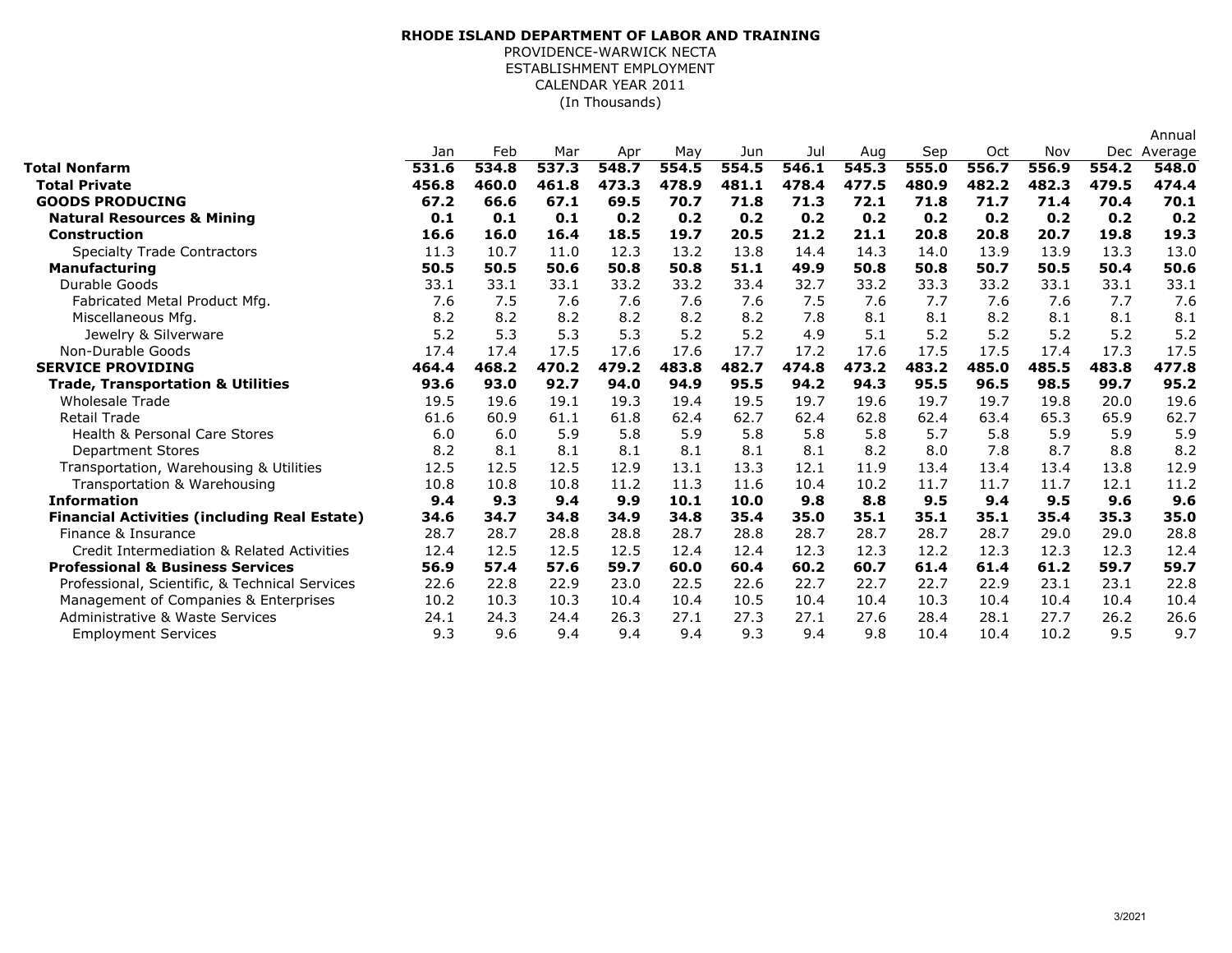**RHODE ISLAND DEPARTMENT OF LABOR AND TRAINING**
PROVIDENCE-WARWICK NECTA
ESTABLISHMENT EMPLOYMENT
CALENDAR YEAR 2011
(In Thousands)

| | Jan | Feb | Mar | Apr | May | Jun | Jul | Aug | Sep | Oct | Nov | Dec | Annual Average |
|---|---|---|---|---|---|---|---|---|---|---|---|---|---|
| **Total Nonfarm** | **531.6** | **534.8** | **537.3** | **548.7** | **554.5** | **554.5** | **546.1** | **545.3** | **555.0** | **556.7** | **556.9** | **554.2** | **548.0** |
| **Total Private** | **456.8** | **460.0** | **461.8** | **473.3** | **478.9** | **481.1** | **478.4** | **477.5** | **480.9** | **482.2** | **482.3** | **479.5** | **474.4** |
| **GOODS PRODUCING** | **67.2** | **66.6** | **67.1** | **69.5** | **70.7** | **71.8** | **71.3** | **72.1** | **71.8** | **71.7** | **71.4** | **70.4** | **70.1** |
| **Natural Resources & Mining** | **0.1** | **0.1** | **0.1** | **0.2** | **0.2** | **0.2** | **0.2** | **0.2** | **0.2** | **0.2** | **0.2** | **0.2** | **0.2** |
| **Construction** | **16.6** | **16.0** | **16.4** | **18.5** | **19.7** | **20.5** | **21.2** | **21.1** | **20.8** | **20.8** | **20.7** | **19.8** | **19.3** |
| Specialty Trade Contractors | 11.3 | 10.7 | 11.0 | 12.3 | 13.2 | 13.8 | 14.4 | 14.3 | 14.0 | 13.9 | 13.9 | 13.3 | 13.0 |
| **Manufacturing** | **50.5** | **50.5** | **50.6** | **50.8** | **50.8** | **51.1** | **49.9** | **50.8** | **50.8** | **50.7** | **50.5** | **50.4** | **50.6** |
| Durable Goods | 33.1 | 33.1 | 33.1 | 33.2 | 33.2 | 33.4 | 32.7 | 33.2 | 33.3 | 33.2 | 33.1 | 33.1 | 33.1 |
| Fabricated Metal Product Mfg. | 7.6 | 7.5 | 7.6 | 7.6 | 7.6 | 7.6 | 7.5 | 7.6 | 7.7 | 7.6 | 7.6 | 7.7 | 7.6 |
| Miscellaneous Mfg. | 8.2 | 8.2 | 8.2 | 8.2 | 8.2 | 8.2 | 7.8 | 8.1 | 8.1 | 8.2 | 8.1 | 8.1 | 8.1 |
| Jewelry & Silverware | 5.2 | 5.3 | 5.3 | 5.3 | 5.2 | 5.2 | 4.9 | 5.1 | 5.2 | 5.2 | 5.2 | 5.2 | 5.2 |
| Non-Durable Goods | 17.4 | 17.4 | 17.5 | 17.6 | 17.6 | 17.7 | 17.2 | 17.6 | 17.5 | 17.5 | 17.4 | 17.3 | 17.5 |
| **SERVICE PROVIDING** | **464.4** | **468.2** | **470.2** | **479.2** | **483.8** | **482.7** | **474.8** | **473.2** | **483.2** | **485.0** | **485.5** | **483.8** | **477.8** |
| **Trade, Transportation & Utilities** | **93.6** | **93.0** | **92.7** | **94.0** | **94.9** | **95.5** | **94.2** | **94.3** | **95.5** | **96.5** | **98.5** | **99.7** | **95.2** |
| Wholesale Trade | 19.5 | 19.6 | 19.1 | 19.3 | 19.4 | 19.5 | 19.7 | 19.6 | 19.7 | 19.7 | 19.8 | 20.0 | 19.6 |
| Retail Trade | 61.6 | 60.9 | 61.1 | 61.8 | 62.4 | 62.7 | 62.4 | 62.8 | 62.4 | 63.4 | 65.3 | 65.9 | 62.7 |
| Health & Personal Care Stores | 6.0 | 6.0 | 5.9 | 5.8 | 5.9 | 5.8 | 5.8 | 5.8 | 5.7 | 5.8 | 5.9 | 5.9 | 5.9 |
| Department Stores | 8.2 | 8.1 | 8.1 | 8.1 | 8.1 | 8.1 | 8.1 | 8.2 | 8.0 | 7.8 | 8.7 | 8.8 | 8.2 |
| Transportation, Warehousing & Utilities | 12.5 | 12.5 | 12.5 | 12.9 | 13.1 | 13.3 | 12.1 | 11.9 | 13.4 | 13.4 | 13.4 | 13.8 | 12.9 |
| Transportation & Warehousing | 10.8 | 10.8 | 10.8 | 11.2 | 11.3 | 11.6 | 10.4 | 10.2 | 11.7 | 11.7 | 11.7 | 12.1 | 11.2 |
| **Information** | **9.4** | **9.3** | **9.4** | **9.9** | **10.1** | **10.0** | **9.8** | **8.8** | **9.5** | **9.4** | **9.5** | **9.6** | **9.6** |
| **Financial Activities (including Real Estate)** | **34.6** | **34.7** | **34.8** | **34.9** | **34.8** | **35.4** | **35.0** | **35.1** | **35.1** | **35.1** | **35.4** | **35.3** | **35.0** |
| Finance & Insurance | 28.7 | 28.7 | 28.8 | 28.8 | 28.7 | 28.8 | 28.7 | 28.7 | 28.7 | 28.7 | 29.0 | 29.0 | 28.8 |
| Credit Intermediation & Related Activities | 12.4 | 12.5 | 12.5 | 12.5 | 12.4 | 12.4 | 12.3 | 12.3 | 12.2 | 12.3 | 12.3 | 12.3 | 12.4 |
| **Professional & Business Services** | **56.9** | **57.4** | **57.6** | **59.7** | **60.0** | **60.4** | **60.2** | **60.7** | **61.4** | **61.4** | **61.2** | **59.7** | **59.7** |
| Professional, Scientific, & Technical Services | 22.6 | 22.8 | 22.9 | 23.0 | 22.5 | 22.6 | 22.7 | 22.7 | 22.7 | 22.9 | 23.1 | 23.1 | 22.8 |
| Management of Companies & Enterprises | 10.2 | 10.3 | 10.3 | 10.4 | 10.4 | 10.5 | 10.4 | 10.4 | 10.3 | 10.4 | 10.4 | 10.4 | 10.4 |
| Administrative & Waste Services | 24.1 | 24.3 | 24.4 | 26.3 | 27.1 | 27.3 | 27.1 | 27.6 | 28.4 | 28.1 | 27.7 | 26.2 | 26.6 |
| Employment Services | 9.3 | 9.6 | 9.4 | 9.4 | 9.4 | 9.3 | 9.4 | 9.8 | 10.4 | 10.4 | 10.2 | 9.5 | 9.7 |

3/2021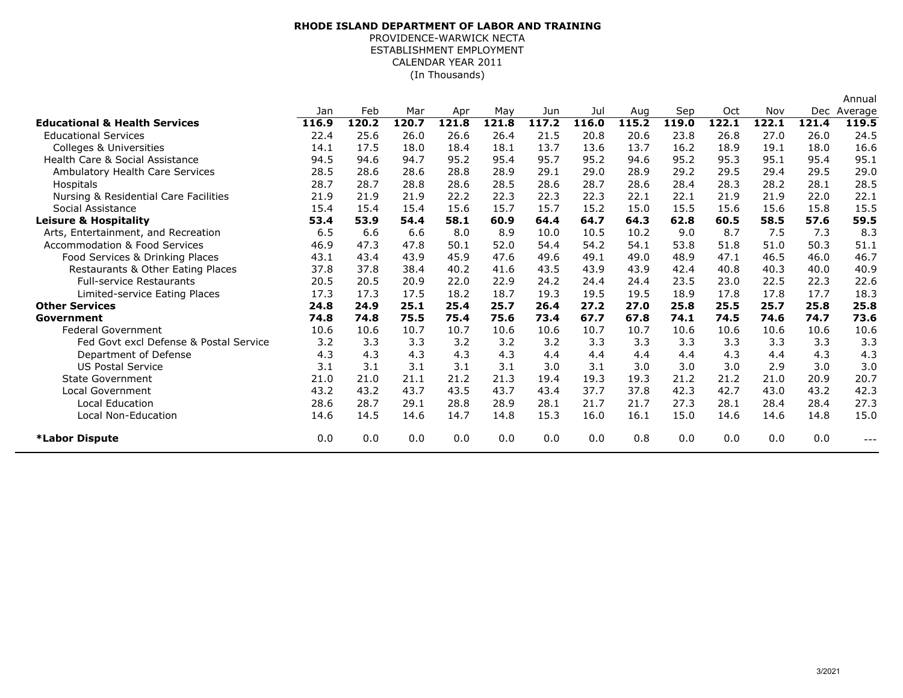**RHODE ISLAND DEPARTMENT OF LABOR AND TRAINING**
PROVIDENCE-WARWICK NECTA
ESTABLISHMENT EMPLOYMENT
CALENDAR YEAR 2011
(In Thousands)

| | Jan | Feb | Mar | Apr | May | Jun | Jul | Aug | Sep | Oct | Nov | Dec | Annual Average |
|---|---|---|---|---|---|---|---|---|---|---|---|---|---|
| **Educational & Health Services** | **116.9** | **120.2** | **120.7** | **121.8** | **121.8** | **117.2** | **116.0** | **115.2** | **119.0** | **122.1** | **122.1** | **121.4** | **119.5** |
| Educational Services | 22.4 | 25.6 | 26.0 | 26.6 | 26.4 | 21.5 | 20.8 | 20.6 | 23.8 | 26.8 | 27.0 | 26.0 | 24.5 |
| Colleges & Universities | 14.1 | 17.5 | 18.0 | 18.4 | 18.1 | 13.7 | 13.6 | 13.7 | 16.2 | 18.9 | 19.1 | 18.0 | 16.6 |
| Health Care & Social Assistance | 94.5 | 94.6 | 94.7 | 95.2 | 95.4 | 95.7 | 95.2 | 94.6 | 95.2 | 95.3 | 95.1 | 95.4 | 95.1 |
| Ambulatory Health Care Services | 28.5 | 28.6 | 28.6 | 28.8 | 28.9 | 29.1 | 29.0 | 28.9 | 29.2 | 29.5 | 29.4 | 29.5 | 29.0 |
| Hospitals | 28.7 | 28.7 | 28.8 | 28.6 | 28.5 | 28.6 | 28.7 | 28.6 | 28.4 | 28.3 | 28.2 | 28.1 | 28.5 |
| Nursing & Residential Care Facilities | 21.9 | 21.9 | 21.9 | 22.2 | 22.3 | 22.3 | 22.3 | 22.1 | 22.1 | 21.9 | 21.9 | 22.0 | 22.1 |
| Social Assistance | 15.4 | 15.4 | 15.4 | 15.6 | 15.7 | 15.7 | 15.2 | 15.0 | 15.5 | 15.6 | 15.6 | 15.8 | 15.5 |
| **Leisure & Hospitality** | **53.4** | **53.9** | **54.4** | **58.1** | **60.9** | **64.4** | **64.7** | **64.3** | **62.8** | **60.5** | **58.5** | **57.6** | **59.5** |
| Arts, Entertainment, and Recreation | 6.5 | 6.6 | 6.6 | 8.0 | 8.9 | 10.0 | 10.5 | 10.2 | 9.0 | 8.7 | 7.5 | 7.3 | 8.3 |
| Accommodation & Food Services | 46.9 | 47.3 | 47.8 | 50.1 | 52.0 | 54.4 | 54.2 | 54.1 | 53.8 | 51.8 | 51.0 | 50.3 | 51.1 |
| Food Services & Drinking Places | 43.1 | 43.4 | 43.9 | 45.9 | 47.6 | 49.6 | 49.1 | 49.0 | 48.9 | 47.1 | 46.5 | 46.0 | 46.7 |
| Restaurants & Other Eating Places | 37.8 | 37.8 | 38.4 | 40.2 | 41.6 | 43.5 | 43.9 | 43.9 | 42.4 | 40.8 | 40.3 | 40.0 | 40.9 |
| Full-service Restaurants | 20.5 | 20.5 | 20.9 | 22.0 | 22.9 | 24.2 | 24.4 | 24.4 | 23.5 | 23.0 | 22.5 | 22.3 | 22.6 |
| Limited-service Eating Places | 17.3 | 17.3 | 17.5 | 18.2 | 18.7 | 19.3 | 19.5 | 19.5 | 18.9 | 17.8 | 17.8 | 17.7 | 18.3 |
| **Other Services** | **24.8** | **24.9** | **25.1** | **25.4** | **25.7** | **26.4** | **27.2** | **27.0** | **25.8** | **25.5** | **25.7** | **25.8** | **25.8** |
| **Government** | **74.8** | **74.8** | **75.5** | **75.4** | **75.6** | **73.4** | **67.7** | **67.8** | **74.1** | **74.5** | **74.6** | **74.7** | **73.6** |
| Federal Government | 10.6 | 10.6 | 10.7 | 10.7 | 10.6 | 10.6 | 10.7 | 10.7 | 10.6 | 10.6 | 10.6 | 10.6 | 10.6 |
| Fed Govt excl Defense & Postal Service | 3.2 | 3.3 | 3.3 | 3.2 | 3.2 | 3.2 | 3.3 | 3.3 | 3.3 | 3.3 | 3.3 | 3.3 | 3.3 |
| Department of Defense | 4.3 | 4.3 | 4.3 | 4.3 | 4.3 | 4.4 | 4.4 | 4.4 | 4.4 | 4.3 | 4.4 | 4.3 | 4.3 |
| US Postal Service | 3.1 | 3.1 | 3.1 | 3.1 | 3.1 | 3.0 | 3.1 | 3.0 | 3.0 | 3.0 | 2.9 | 3.0 | 3.0 |
| State Government | 21.0 | 21.0 | 21.1 | 21.2 | 21.3 | 19.4 | 19.3 | 19.3 | 21.2 | 21.2 | 21.0 | 20.9 | 20.7 |
| Local Government | 43.2 | 43.2 | 43.7 | 43.5 | 43.7 | 43.4 | 37.7 | 37.8 | 42.3 | 42.7 | 43.0 | 43.2 | 42.3 |
| Local Education | 28.6 | 28.7 | 29.1 | 28.8 | 28.9 | 28.1 | 21.7 | 21.7 | 27.3 | 28.1 | 28.4 | 28.4 | 27.3 |
| Local Non-Education | 14.6 | 14.5 | 14.6 | 14.7 | 14.8 | 15.3 | 16.0 | 16.1 | 15.0 | 14.6 | 14.6 | 14.8 | 15.0 |
| ***Labor Dispute** | 0.0 | 0.0 | 0.0 | 0.0 | 0.0 | 0.0 | 0.0 | 0.8 | 0.0 | 0.0 | 0.0 | 0.0 | --- |

3/2021